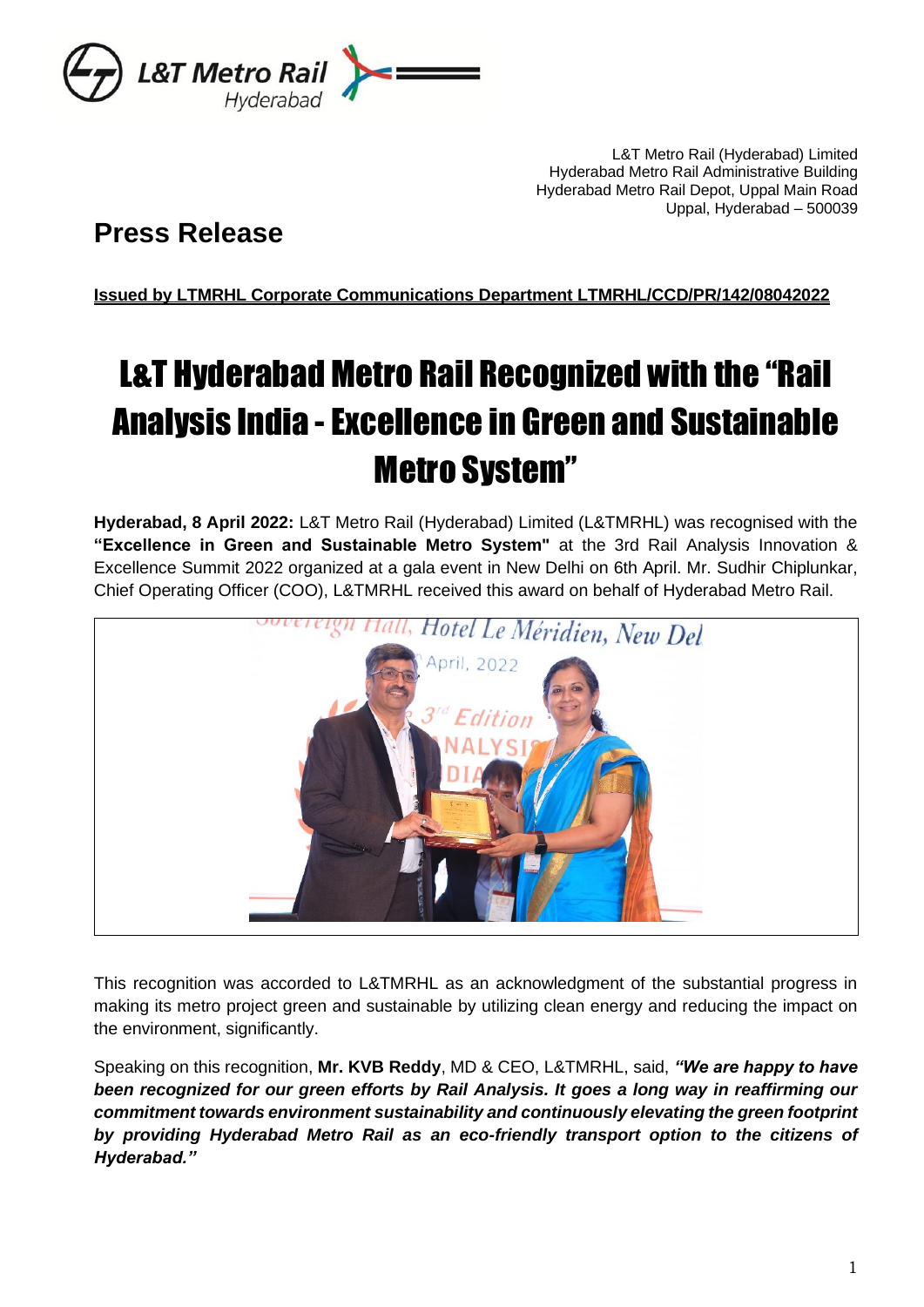L&T Metro Rail (Hyderabad) Limited
Hyderabad Metro Rail Administrative Building
Hyderabad Metro Rail Depot, Uppal Main Road
Uppal, Hyderabad – 500039

## Press Release

**Issued by LTMRHL Corporate Communications Department LTMRHL/CCD/PR/142/08042022**

# L&T Hyderabad Metro Rail Recognized with the "Rail Analysis India - Excellence in Green and Sustainable Metro System"

**Hyderabad, 8 April 2022:** L&T Metro Rail (Hyderabad) Limited (L&TMRHL) was recognised with the **"Excellence in Green and Sustainable Metro System"** at the 3rd Rail Analysis Innovation & Excellence Summit 2022 organized at a gala event in New Delhi on 6th April. Mr. Sudhir Chiplunkar, Chief Operating Officer (COO), L&TMRHL received this award on behalf of Hyderabad Metro Rail.

This recognition was accorded to L&TMRHL as an acknowledgment of the substantial progress in making its metro project green and sustainable by utilizing clean energy and reducing the impact on the environment, significantly.

Speaking on this recognition, **Mr. KVB Reddy**, MD & CEO, L&TMRHL, said, ***"We are happy to have been recognized for our green efforts by Rail Analysis. It goes a long way in reaffirming our commitment towards environment sustainability and continuously elevating the green footprint by providing Hyderabad Metro Rail as an eco-friendly transport option to the citizens of Hyderabad."***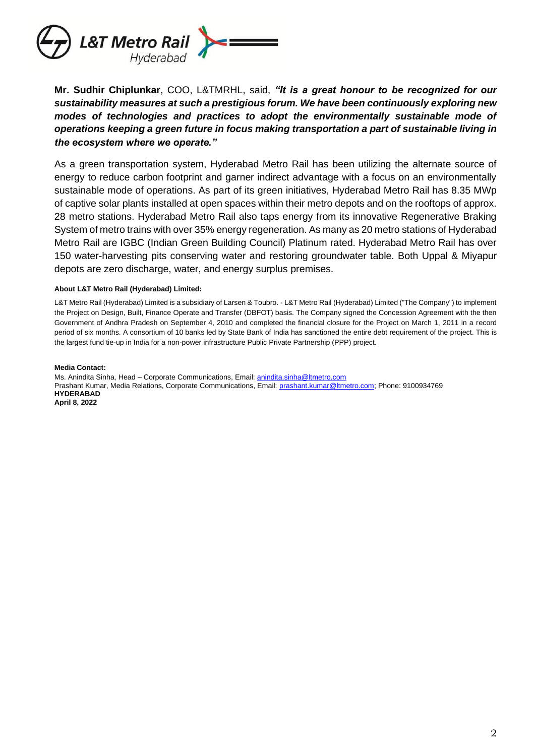**Mr. Sudhir Chiplunkar**, COO, L&TMRHL, said, ***"It is a great honour to be recognized for our sustainability measures at such a prestigious forum. We have been continuously exploring new modes of technologies and practices to adopt the environmentally sustainable mode of operations keeping a green future in focus making transportation a part of sustainable living in the ecosystem where we operate."***

As a green transportation system, Hyderabad Metro Rail has been utilizing the alternate source of energy to reduce carbon footprint and garner indirect advantage with a focus on an environmentally sustainable mode of operations. As part of its green initiatives, Hyderabad Metro Rail has 8.35 MWp of captive solar plants installed at open spaces within their metro depots and on the rooftops of approx. 28 metro stations. Hyderabad Metro Rail also taps energy from its innovative Regenerative Braking System of metro trains with over 35% energy regeneration. As many as 20 metro stations of Hyderabad Metro Rail are IGBC (Indian Green Building Council) Platinum rated. Hyderabad Metro Rail has over 150 water-harvesting pits conserving water and restoring groundwater table. Both Uppal & Miyapur depots are zero discharge, water, and energy surplus premises.

**About L&T Metro Rail (Hyderabad) Limited:**

L&T Metro Rail (Hyderabad) Limited is a subsidiary of Larsen & Toubro. - L&T Metro Rail (Hyderabad) Limited ("The Company") to implement the Project on Design, Built, Finance Operate and Transfer (DBFOT) basis. The Company signed the Concession Agreement with the then Government of Andhra Pradesh on September 4, 2010 and completed the financial closure for the Project on March 1, 2011 in a record period of six months. A consortium of 10 banks led by State Bank of India has sanctioned the entire debt requirement of the project. This is the largest fund tie-up in India for a non-power infrastructure Public Private Partnership (PPP) project.

**Media Contact:**
Ms. Anindita Sinha, Head – Corporate Communications, Email: anindita.sinha@ltmetro.com
Prashant Kumar, Media Relations, Corporate Communications, Email: prashant.kumar@ltmetro.com; Phone: 9100934769
**HYDERABAD**
**April 8, 2022**